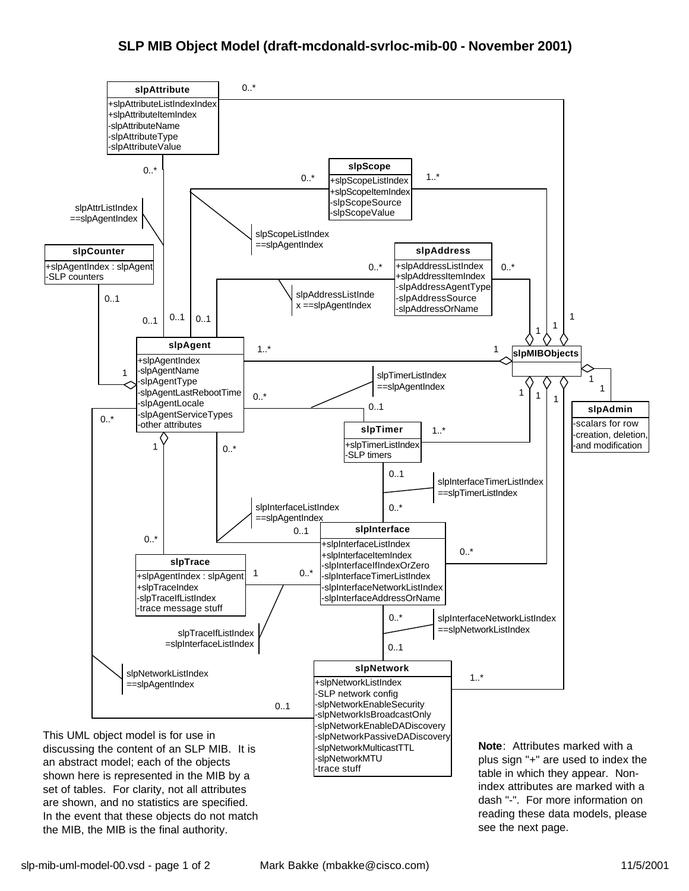# SLP MIB Object Model (draft-mcdonald-svrloc-mib-00 - November 2001)

**slpAttribute**
- +slpAttributeListIndexIndex
- +slpAttributeItemIndex
- -slpAttributeName
- -slpAttributeType
- -slpAttributeValue

**slpScope**
- +slpScopeListIndex
- +slpScopeItemIndex
- -slpScopeSource
- -slpScopeValue

**slpCounter**
- +slpAgentIndex : slpAgent
- -SLP counters

**slpAddress**
- +slpAddressListIndex
- +slpAddressItemIndex
- -slpAddressAgentType
- -slpAddressSource
- -slpAddressOrName

**slpAgent**
- +slpAgentIndex
- -slpAgentName
- -slpAgentType
- -slpAgentLastRebootTime
- -slpAgentLocale
- -slpAgentServiceTypes
- -other attributes

**slpMIBObjects**

**slpAdmin**
- -scalars for row
- -creation, deletion,
- -and modification

**slpTimer**
- +slpTimerListIndex
- -SLP timers

**slpInterface**
- +slpInterfaceListIndex
- +slpInterfaceItemIndex
- -slpInterfaceIfIndexOrZero
- -slpInterfaceTimerListIndex
- -slpInterfaceNetworkListIndex
- -slpInterfaceAddressOrName

**slpTrace**
- +slpAgentIndex : slpAgent
- +slpTraceIndex
- -slpTraceIfListIndex
- -trace message stuff

**slpNetwork**
- +slpNetworkListIndex
- -SLP network config
- -slpNetworkEnableSecurity
- -slpNetworkIsBroadcastOnly
- -slpNetworkEnableDADiscovery
- -slpNetworkPassiveDADiscovery
- -slpNetworkMulticastTTL
- -slpNetworkMTU
- -trace stuff

Association labels:
- slpAttrListIndex ==slpAgentIndex
- slpScopeListIndex ==slpAgentIndex
- slpAddressListIndex ==slpAgentIndex
- slpTimerListIndex ==slpAgentIndex
- slpInterfaceTimerListIndex ==slpTimerListIndex
- slpInterfaceListIndex ==slpAgentIndex
- slpTraceIfListIndex =slpInterfaceListIndex
- slpInterfaceNetworkListIndex ==slpNetworkListIndex
- slpNetworkListIndex ==slpAgentIndex

This UML object model is for use in discussing the content of an SLP MIB. It is an abstract model; each of the objects shown here is represented in the MIB by a set of tables. For clarity, not all attributes are shown, and no statistics are specified. In the event that these objects do not match the MIB, the MIB is the final authority.

**Note**: Attributes marked with a plus sign "+" are used to index the table in which they appear. Non-index attributes are marked with a dash "-". For more information on reading these data models, please see the next page.

slp-mib-uml-model-00.vsd Mark Bakke (mbakke@cisco.com) 11/5/2001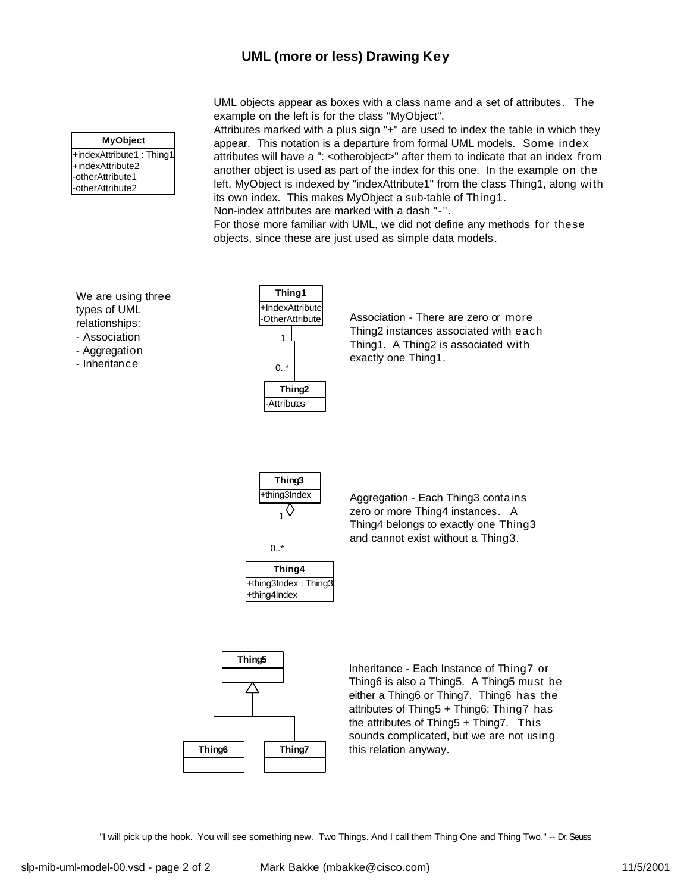# UML (more or less) Drawing Key

**MyObject**
+indexAttribute1 : Thing1
+indexAttribute2
-otherAttribute1
-otherAttribute2

UML objects appear as boxes with a class name and a set of attributes. The example on the left is for the class "MyObject".
Attributes marked with a plus sign "+" are used to index the table in which they appear. This notation is a departure from formal UML models. Some index attributes will have a ": <otherobject>" after them to indicate that an index from another object is used as part of the index for this one. In the example on the left, MyObject is indexed by "indexAttribute1" from the class Thing1, along with its own index. This makes MyObject a sub-table of Thing1.
Non-index attributes are marked with a dash "-".
For those more familiar with UML, we did not define any methods for these objects, since these are just used as simple data models.

We are using three types of UML relationships:
- Association
- Aggregation
- Inheritance

**Thing1**
+IndexAttribute
-OtherAttribute

1

0..*

**Thing2**
-Attributes

Association - There are zero or more Thing2 instances associated with each Thing1. A Thing2 is associated with exactly one Thing1.

**Thing3**
+thing3Index

1

0..*

**Thing4**
+thing3Index : Thing3
+thing4Index

Aggregation - Each Thing3 contains zero or more Thing4 instances. A Thing4 belongs to exactly one Thing3 and cannot exist without a Thing3.

**Thing5**

**Thing6**

**Thing7**

Inheritance - Each Instance of Thing7 or Thing6 is also a Thing5. A Thing5 must be either a Thing6 or Thing7. Thing6 has the attributes of Thing5 + Thing6; Thing7 has the attributes of Thing5 + Thing7. This sounds complicated, but we are not using this relation anyway.

"I will pick up the hook. You will see something new. Two Things. And I call them Thing One and Thing Two." -- Dr. Seuss